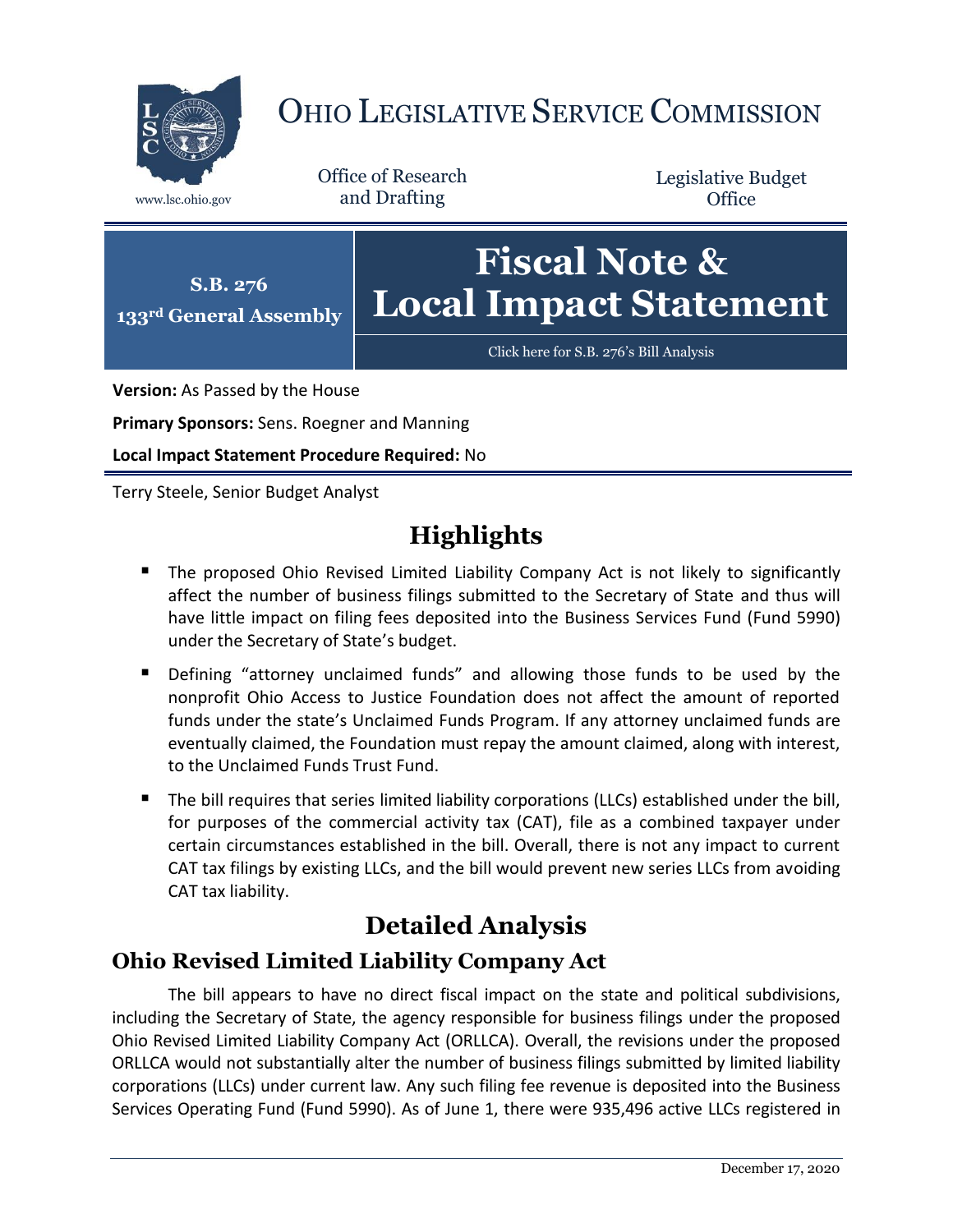# OHIO LEGISLATIVE SERVICE COMMISSION

www.lsc.ohio.gov

Office of Research and Drafting

Legislative Budget Office

**S.B. 276**
**133rd General Assembly**

# Fiscal Note & Local Impact Statement

Click here for S.B. 276's Bill Analysis

**Version:** As Passed by the House

**Primary Sponsors:** Sens. Roegner and Manning

**Local Impact Statement Procedure Required:** No

Terry Steele, Senior Budget Analyst

## Highlights

- The proposed Ohio Revised Limited Liability Company Act is not likely to significantly affect the number of business filings submitted to the Secretary of State and thus will have little impact on filing fees deposited into the Business Services Fund (Fund 5990) under the Secretary of State's budget.
- Defining "attorney unclaimed funds" and allowing those funds to be used by the nonprofit Ohio Access to Justice Foundation does not affect the amount of reported funds under the state's Unclaimed Funds Program. If any attorney unclaimed funds are eventually claimed, the Foundation must repay the amount claimed, along with interest, to the Unclaimed Funds Trust Fund.
- The bill requires that series limited liability corporations (LLCs) established under the bill, for purposes of the commercial activity tax (CAT), file as a combined taxpayer under certain circumstances established in the bill. Overall, there is not any impact to current CAT tax filings by existing LLCs, and the bill would prevent new series LLCs from avoiding CAT tax liability.

## Detailed Analysis

### Ohio Revised Limited Liability Company Act

The bill appears to have no direct fiscal impact on the state and political subdivisions, including the Secretary of State, the agency responsible for business filings under the proposed Ohio Revised Limited Liability Company Act (ORLLCA). Overall, the revisions under the proposed ORLLCA would not substantially alter the number of business filings submitted by limited liability corporations (LLCs) under current law. Any such filing fee revenue is deposited into the Business Services Operating Fund (Fund 5990). As of June 1, there were 935,496 active LLCs registered in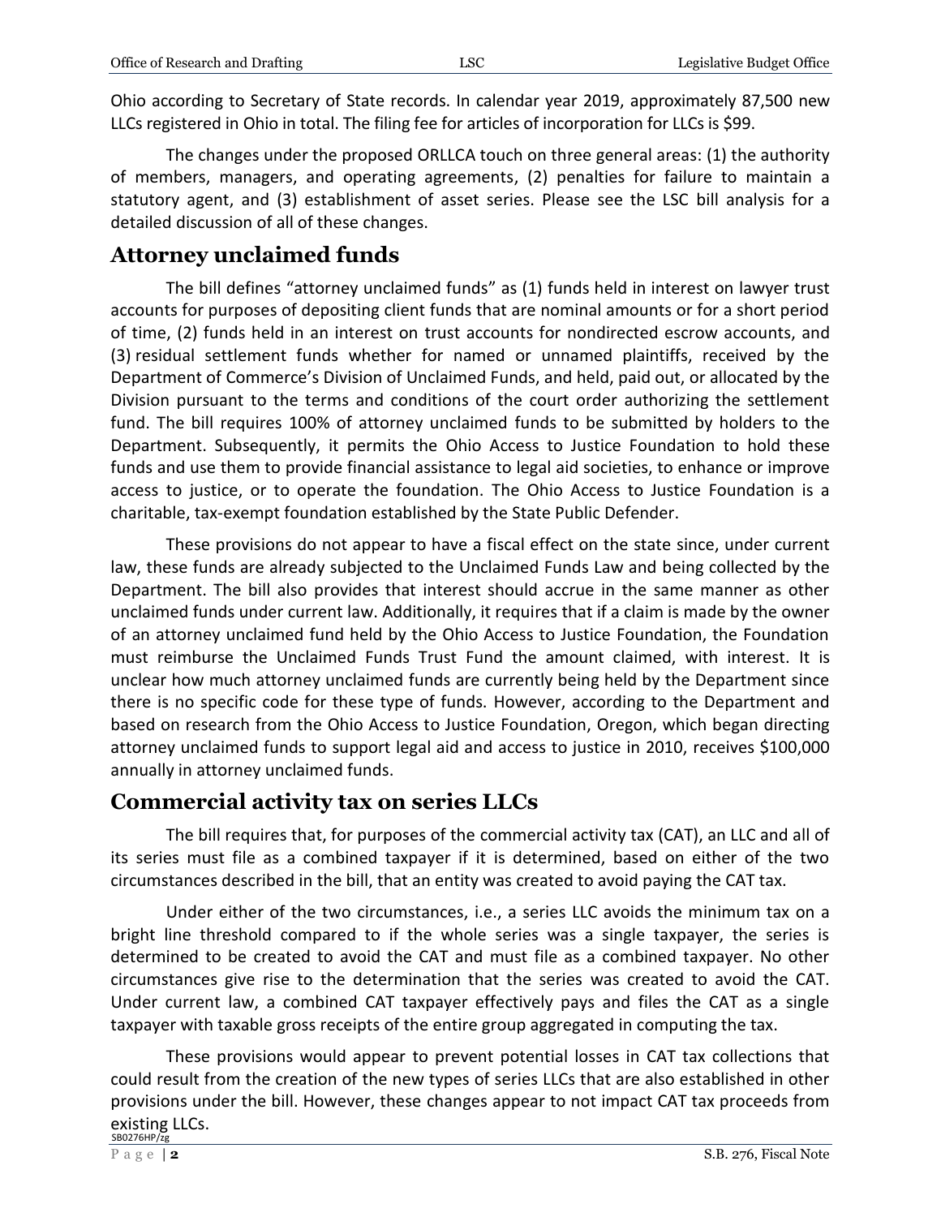Ohio according to Secretary of State records. In calendar year 2019, approximately 87,500 new LLCs registered in Ohio in total. The filing fee for articles of incorporation for LLCs is $99.

The changes under the proposed ORLLCA touch on three general areas: (1) the authority of members, managers, and operating agreements, (2) penalties for failure to maintain a statutory agent, and (3) establishment of asset series. Please see the LSC bill analysis for a detailed discussion of all of these changes.

## Attorney unclaimed funds

The bill defines "attorney unclaimed funds" as (1) funds held in interest on lawyer trust accounts for purposes of depositing client funds that are nominal amounts or for a short period of time, (2) funds held in an interest on trust accounts for nondirected escrow accounts, and (3) residual settlement funds whether for named or unnamed plaintiffs, received by the Department of Commerce's Division of Unclaimed Funds, and held, paid out, or allocated by the Division pursuant to the terms and conditions of the court order authorizing the settlement fund. The bill requires 100% of attorney unclaimed funds to be submitted by holders to the Department. Subsequently, it permits the Ohio Access to Justice Foundation to hold these funds and use them to provide financial assistance to legal aid societies, to enhance or improve access to justice, or to operate the foundation. The Ohio Access to Justice Foundation is a charitable, tax-exempt foundation established by the State Public Defender.

These provisions do not appear to have a fiscal effect on the state since, under current law, these funds are already subjected to the Unclaimed Funds Law and being collected by the Department. The bill also provides that interest should accrue in the same manner as other unclaimed funds under current law. Additionally, it requires that if a claim is made by the owner of an attorney unclaimed fund held by the Ohio Access to Justice Foundation, the Foundation must reimburse the Unclaimed Funds Trust Fund the amount claimed, with interest. It is unclear how much attorney unclaimed funds are currently being held by the Department since there is no specific code for these type of funds. However, according to the Department and based on research from the Ohio Access to Justice Foundation, Oregon, which began directing attorney unclaimed funds to support legal aid and access to justice in 2010, receives $100,000 annually in attorney unclaimed funds.

## Commercial activity tax on series LLCs

The bill requires that, for purposes of the commercial activity tax (CAT), an LLC and all of its series must file as a combined taxpayer if it is determined, based on either of the two circumstances described in the bill, that an entity was created to avoid paying the CAT tax.

Under either of the two circumstances, i.e., a series LLC avoids the minimum tax on a bright line threshold compared to if the whole series was a single taxpayer, the series is determined to be created to avoid the CAT and must file as a combined taxpayer. No other circumstances give rise to the determination that the series was created to avoid the CAT. Under current law, a combined CAT taxpayer effectively pays and files the CAT as a single taxpayer with taxable gross receipts of the entire group aggregated in computing the tax.

These provisions would appear to prevent potential losses in CAT tax collections that could result from the creation of the new types of series LLCs that are also established in other provisions under the bill. However, these changes appear to not impact CAT tax proceeds from existing LLCs.